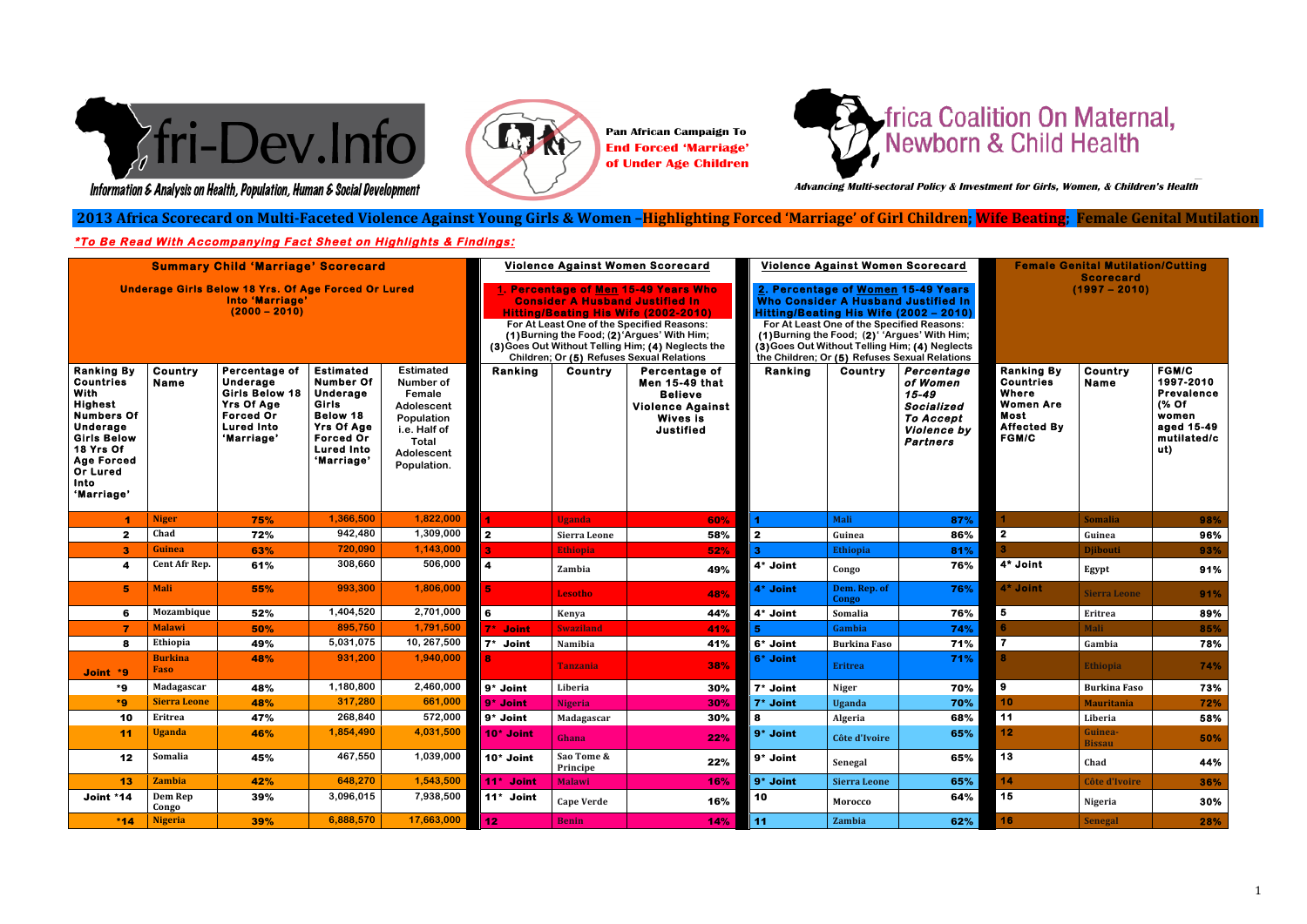Afri-Dev.Info

Information & Analysis on Health, Population, Human & Social Development

Pan African Campaign To End Forced 'Marriage' of Under Age Children

Africa Coalition On Maternal, Newborn & Child Health

Advancing Multi-sectoral Policy & Investment for Girls, Women, & Children's Health

# 2013 Africa Scorecard on Multi-Faceted Violence Against Young Girls & Women –Highlighting Forced 'Marriage' of Girl Children; Wife Beating; Female Genital Mutilation

***To Be Read With Accompanying Fact Sheet on Highlights & Findings:***

| **Summary Child 'Marriage' Scorecard** | | | | | **Violence Against Women Scorecard** | | | **Violence Against Women Scorecard** | | | **Female Genital Mutilation/Cutting Scorecard (1997 – 2010)** | | |
|---|---|---|---|---|---|---|---|---|---|---|---|---|---|
| **Underage Girls Below 18 Yrs. Of Age Forced Or Lured Into 'Marriage' (2000 – 2010)** | | | | | **1. Percentage of Men 15-49 Years Who Consider A Husband Justified In Hitting/Beating His Wife (2002-2010)** For At Least One of the Specified Reasons: (1) Burning the Food; (2) 'Argues' With Him; (3) Goes Out Without Telling Him; (4) Neglects the Children; Or (5) Refuses Sexual Relations | | | **2. Percentage of Women 15-49 Years Who Consider A Husband Justified In Hitting/Beating His Wife (2002 – 2010)** For At Least One of the Specified Reasons: (1) Burning the Food; (2) 'Argues' With Him; (3) Goes Out Without Telling Him; (4) Neglects the Children; Or (5) Refuses Sexual Relations | | | | | |
| **Ranking By Countries With Highest Numbers Of Underage Girls Below 18 Yrs Of Age Forced Or Lured Into 'Marriage'** | **Country Name** | **Percentage of Underage Girls Below 18 Yrs Of Age Forced Or Lured Into 'Marriage'** | **Estimated Number Of Underage Girls Below 18 Yrs Of Age Forced Or Lured Into 'Marriage'** | **Estimated Number of Female Adolescent Population i.e. Half of Total Adolescent Population.** | **Ranking** | **Country** | **Percentage of Men 15-49 that Believe Violence Against Wives is Justified** | **Ranking** | **Country** | ***Percentage of Women 15-49 Socialized To Accept Violence by Partners*** | **Ranking By Countries Where Women Are Most Affected By FGM/C** | **Country Name** | **FGM/C 1997-2010 Prevalence (% Of women aged 15-49 mutilated/cut)** |
| 1 | Niger | 75% | 1,366,500 | 1,822,000 | 1 | Uganda | 60% | 1 | Mali | 87% | 1 | Somalia | 98% |
| 2 | Chad | 72% | 942,480 | 1,309,000 | 2 | Sierra Leone | 58% | 2 | Guinea | 86% | 2 | Guinea | 96% |
| 3 | Guinea | 63% | 720,090 | 1,143,000 | 3 | Ethiopia | 52% | 3 | Ethiopia | 81% | 3 | Djibouti | 93% |
| 4 | Cent Afr Rep. | 61% | 308,660 | 506,000 | 4 | Zambia | 49% | 4* Joint | Congo | 76% | 4* Joint | Egypt | 91% |
| 5 | Mali | 55% | 993,300 | 1,806,000 | 5 | Lesotho | 48% | 4* Joint | Dem. Rep. of Congo | 76% | 4* Joint | Sierra Leone | 91% |
| 6 | Mozambique | 52% | 1,404,520 | 2,701,000 | 6 | Kenya | 44% | 4* Joint | Somalia | 76% | 5 | Eritrea | 89% |
| 7 | Malawi | 50% | 895,750 | 1,791,500 | 7* Joint | Swaziland | 41% | 5 | Gambia | 74% | 6 | Mali | 85% |
| 8 | Ethiopia | 49% | 5,031,075 | 10, 267,500 | 7* Joint | Namibia | 41% | 6* Joint | Burkina Faso | 71% | 7 | Gambia | 78% |
| Joint *9 | Burkina Faso | 48% | 931,200 | 1,940,000 | 8 | Tanzania | 38% | 6* Joint | Eritrea | 71% | 8 | Ethiopia | 74% |
| *9 | Madagascar | 48% | 1,180,800 | 2,460,000 | 9* Joint | Liberia | 30% | 7* Joint | Niger | 70% | 9 | Burkina Faso | 73% |
| *9 | Sierra Leone | 48% | 317,280 | 661,000 | 9* Joint | Nigeria | 30% | 7* Joint | Uganda | 70% | 10 | Mauritania | 72% |
| 10 | Eritrea | 47% | 268,840 | 572,000 | 9* Joint | Madagascar | 30% | 8 | Algeria | 68% | 11 | Liberia | 58% |
| 11 | Uganda | 46% | 1,854,490 | 4,031,500 | 10* Joint | Ghana | 22% | 9* Joint | Côte d'Ivoire | 65% | 12 | Guinea-Bissau | 50% |
| 12 | Somalia | 45% | 467,550 | 1,039,000 | 10* Joint | Sao Tome & Principe | 22% | 9* Joint | Senegal | 65% | 13 | Chad | 44% |
| 13 | Zambia | 42% | 648,270 | 1,543,500 | 11* Joint | Malawi | 16% | 9* Joint | Sierra Leone | 65% | 14 | Côte d'Ivoire | 36% |
| Joint *14 | Dem Rep Congo | 39% | 3,096,015 | 7,938,500 | 11* Joint | Cape Verde | 16% | 10 | Morocco | 64% | 15 | Nigeria | 30% |
| *14 | Nigeria | 39% | 6,888,570 | 17,663,000 | 12 | Benin | 14% | 11 | Zambia | 62% | 16 | Senegal | 28% |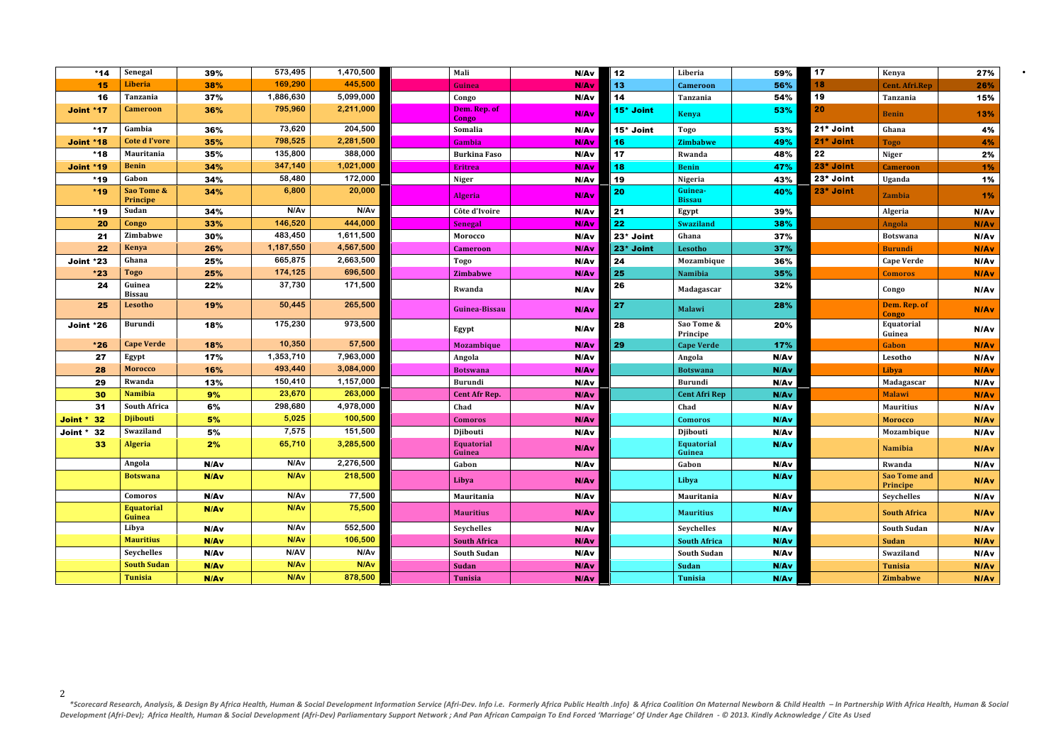| *14 | Senegal | 39% | 573,495 | 1,470,500 | | Mali | N/Av | 12 | Liberia | 59% | 17 | Kenya | 27% |
|---|---|---|---|---|---|---|---|---|---|---|---|---|---|
| 15 | Liberia | 38% | 169,290 | 445,500 | | Guinea | N/Av | 13 | Cameroon | 56% | 18 | Cent. Afri.Rep | 26% |
| 16 | Tanzania | 37% | 1,886,630 | 5,099,000 | | Congo | N/Av | 14 | Tanzania | 54% | 19 | Tanzania | 15% |
| Joint *17 | Cameroon | 36% | 795,960 | 2,211,000 | | Dem. Rep. of Congo | N/Av | 15* Joint | Kenya | 53% | 20 | Benin | 13% |
| *17 | Gambia | 36% | 73,620 | 204,500 | | Somalia | N/Av | 15* Joint | Togo | 53% | 21* Joint | Ghana | 4% |
| Joint *18 | Cote d I'vore | 35% | 798,525 | 2,281,500 | | Gambia | N/Av | 16 | Zimbabwe | 49% | 21* Joint | Togo | 4% |
| *18 | Mauritania | 35% | 135,800 | 388,000 | | Burkina Faso | N/Av | 17 | Rwanda | 48% | 22 | Niger | 2% |
| Joint *19 | Benin | 34% | 347,140 | 1,021,000 | | Eritrea | N/Av | 18 | Benin | 47% | 23* Joint | Cameroon | 1% |
| *19 | Gabon | 34% | 58,480 | 172,000 | | Niger | N/Av | 19 | Nigeria | 43% | 23* Joint | Uganda | 1% |
| *19 | Sao Tome & Principe | 34% | 6,800 | 20,000 | | Algeria | N/Av | 20 | Guinea-Bissau | 40% | 23* Joint | Zambia | 1% |
| *19 | Sudan | 34% | N/Av | N/Av | | Côte d'Ivoire | N/Av | 21 | Egypt | 39% | | Algeria | N/Av |
| 20 | Congo | 33% | 146,520 | 444,000 | | Senegal | N/Av | 22 | Swaziland | 38% | | Angola | N/Av |
| 21 | Zimbabwe | 30% | 483,450 | 1,611,500 | | Morocco | N/Av | 23* Joint | Ghana | 37% | | Botswana | N/Av |
| 22 | Kenya | 26% | 1,187,550 | 4,567,500 | | Cameroon | N/Av | 23* Joint | Lesotho | 37% | | Burundi | N/Av |
| Joint *23 | Ghana | 25% | 665,875 | 2,663,500 | | Togo | N/Av | 24 | Mozambique | 36% | | Cape Verde | N/Av |
| *23 | Togo | 25% | 174,125 | 696,500 | | Zimbabwe | N/Av | 25 | Namibia | 35% | | Comoros | N/Av |
| 24 | Guinea Bissau | 22% | 37,730 | 171,500 | | Rwanda | N/Av | 26 | Madagascar | 32% | | Congo | N/Av |
| 25 | Lesotho | 19% | 50,445 | 265,500 | | Guinea-Bissau | N/Av | 27 | Malawi | 28% | | Dem. Rep. of Congo | N/Av |
| Joint *26 | Burundi | 18% | 175,230 | 973,500 | | Egypt | N/Av | 28 | Sao Tome & Principe | 20% | | Equatorial Guinea | N/Av |
| *26 | Cape Verde | 18% | 10,350 | 57,500 | | Mozambique | N/Av | 29 | Cape Verde | 17% | | Gabon | N/Av |
| 27 | Egypt | 17% | 1,353,710 | 7,963,000 | | Angola | N/Av | | Angola | N/Av | | Lesotho | N/Av |
| 28 | Morocco | 16% | 493,440 | 3,084,000 | | Botswana | N/Av | | Botswana | N/Av | | Libya | N/Av |
| 29 | Rwanda | 13% | 150,410 | 1,157,000 | | Burundi | N/Av | | Burundi | N/Av | | Madagascar | N/Av |
| 30 | Namibia | 9% | 23,670 | 263,000 | | Cent Afr Rep. | N/Av | | Cent Afri Rep | N/Av | | Malawi | N/Av |
| 31 | South Africa | 6% | 298,680 | 4,978,000 | | Chad | N/Av | | Chad | N/Av | | Mauritius | N/Av |
| Joint * 32 | Djibouti | 5% | 5,025 | 100,500 | | Comoros | N/Av | | Comoros | N/Av | | Morocco | N/Av |
| Joint * 32 | Swaziland | 5% | 7,575 | 151,500 | | Djibouti | N/Av | | Djibouti | N/Av | | Mozambique | N/Av |
| 33 | Algeria | 2% | 65,710 | 3,285,500 | | Equatorial Guinea | N/Av | | Equatorial Guinea | N/Av | | Namibia | N/Av |
| | Angola | N/Av | N/Av | 2,276,500 | | Gabon | N/Av | | Gabon | N/Av | | Rwanda | N/Av |
| | Botswana | N/Av | N/Av | 218,500 | | Libya | N/Av | | Libya | N/Av | | Sao Tome and Principe | N/Av |
| | Comoros | N/Av | N/Av | 77,500 | | Mauritania | N/Av | | Mauritania | N/Av | | Seychelles | N/Av |
| | Equatorial Guinea | N/Av | N/Av | 75,500 | | Mauritius | N/Av | | Mauritius | N/Av | | South Africa | N/Av |
| | Libya | N/Av | N/Av | 552,500 | | Seychelles | N/Av | | Seychelles | N/Av | | South Sudan | N/Av |
| | Mauritius | N/Av | N/Av | 106,500 | | South Africa | N/Av | | South Africa | N/Av | | Sudan | N/Av |
| | Seychelles | N/Av | N/AV | N/Av | | South Sudan | N/Av | | South Sudan | N/Av | | Swaziland | N/Av |
| | South Sudan | N/Av | N/Av | N/Av | | Sudan | N/Av | | Sudan | N/Av | | Tunisia | N/Av |
| | Tunisia | N/Av | N/Av | 878,500 | | Tunisia | N/Av | | Tunisia | N/Av | | Zimbabwe | N/Av |

*\*Scorecard Research, Analysis, & Design By Africa Health, Human & Social Development Information Service (Afri-Dev. Info i.e. Formerly Africa Public Health .Info) & Africa Coalition On Maternal Newborn & Child Health – In Partnership With Africa Health, Human & Social Development (Afri-Dev); Africa Health, Human & Social Development (Afri-Dev) Parliamentary Support Network ; And Pan African Campaign To End Forced 'Marriage' Of Under Age Children - © 2013. Kindly Acknowledge / Cite As Used*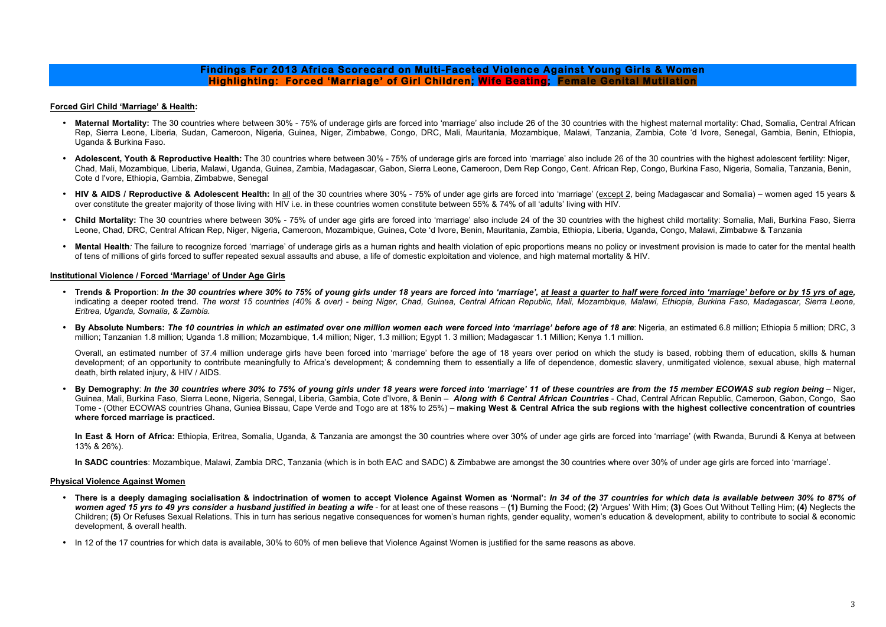# Findings For 2013 Africa Scorecard on Multi-Faceted Violence Against Young Girls & Women

## Highlighting: Forced 'Marriage' of Girl Children; Wife Beating; Female Genital Mutilation

**Forced Girl Child 'Marriage' & Health:**

- **Maternal Mortality:** The 30 countries where between 30% - 75% of underage girls are forced into 'marriage' also include 26 of the 30 countries with the highest maternal mortality: Chad, Somalia, Central African Rep, Sierra Leone, Liberia, Sudan, Cameroon, Nigeria, Guinea, Niger, Zimbabwe, Congo, DRC, Mali, Mauritania, Mozambique, Malawi, Tanzania, Zambia, Cote 'd Ivore, Senegal, Gambia, Benin, Ethiopia, Uganda & Burkina Faso.
- **Adolescent, Youth & Reproductive Health:** The 30 countries where between 30% - 75% of underage girls are forced into 'marriage' also include 26 of the 30 countries with the highest adolescent fertility: Niger, Chad, Mali, Mozambique, Liberia, Malawi, Uganda, Guinea, Zambia, Madagascar, Gabon, Sierra Leone, Cameroon, Dem Rep Congo, Cent. African Rep, Congo, Burkina Faso, Nigeria, Somalia, Tanzania, Benin, Cote d I'vore, Ethiopia, Gambia, Zimbabwe, Senegal
- **HIV & AIDS / Reproductive & Adolescent Health:** In all of the 30 countries where 30% - 75% of under age girls are forced into 'marriage' (except 2, being Madagascar and Somalia) – women aged 15 years & over constitute the greater majority of those living with HIV i.e. in these countries women constitute between 55% & 74% of all 'adults' living with HIV.
- **Child Mortality:** The 30 countries where between 30% - 75% of under age girls are forced into 'marriage' also include 24 of the 30 countries with the highest child mortality: Somalia, Mali, Burkina Faso, Sierra Leone, Chad, DRC, Central African Rep, Niger, Nigeria, Cameroon, Mozambique, Guinea, Cote 'd Ivore, Benin, Mauritania, Zambia, Ethiopia, Liberia, Uganda, Congo, Malawi, Zimbabwe & Tanzania
- **Mental Health***:* The failure to recognize forced 'marriage' of underage girls as a human rights and health violation of epic proportions means no policy or investment provision is made to cater for the mental health of tens of millions of girls forced to suffer repeated sexual assaults and abuse, a life of domestic exploitation and violence, and high maternal mortality & HIV.

**Institutional Violence / Forced 'Marriage' of Under Age Girls**

- **Trends & Proportion**: ***In the 30 countries where 30% to 75% of young girls under 18 years are forced into 'marriage', at least a quarter to half were forced into 'marriage' before or by 15 yrs of age,*** indicating a deeper rooted trend. *The worst 15 countries (40% & over) - being Niger, Chad, Guinea, Central African Republic, Mali, Mozambique, Malawi, Ethiopia, Burkina Faso, Madagascar, Sierra Leone, Eritrea, Uganda, Somalia, & Zambia.*
- **By Absolute Numbers: *The 10 countries in which an estimated over one million women each were forced into 'marriage' before age of 18 are***: Nigeria, an estimated 6.8 million; Ethiopia 5 million; DRC, 3 million; Tanzanian 1.8 million; Uganda 1.8 million; Mozambique, 1.4 million; Niger, 1.3 million; Egypt 1. 3 million; Madagascar 1.1 Million; Kenya 1.1 million.

  Overall, an estimated number of 37.4 million underage girls have been forced into 'marriage' before the age of 18 years over period on which the study is based, robbing them of education, skills & human development; of an opportunity to contribute meaningfully to Africa's development; & condemning them to essentially a life of dependence, domestic slavery, unmitigated violence, sexual abuse, high maternal death, birth related injury, & HIV / AIDS.

- **By Demography**: ***In the 30 countries where 30% to 75% of young girls under 18 years were forced into 'marriage' 11 of these countries are from the 15 member ECOWAS sub region being*** – Niger, Guinea, Mali, Burkina Faso, Sierra Leone, Nigeria, Senegal, Liberia, Gambia, Cote d'Ivore, & Benin – ***Along with 6 Central African Countries*** - Chad, Central African Republic, Cameroon, Gabon, Congo, Sao Tome - (Other ECOWAS countries Ghana, Guniea Bissau, Cape Verde and Togo are at 18% to 25%) – **making West & Central Africa the sub regions with the highest collective concentration of countries where forced marriage is practiced.**

  **In East & Horn of Africa:** Ethiopia, Eritrea, Somalia, Uganda, & Tanzania are amongst the 30 countries where over 30% of under age girls are forced into 'marriage' (with Rwanda, Burundi & Kenya at between 13% & 26%).

  **In SADC countries**: Mozambique, Malawi, Zambia DRC, Tanzania (which is in both EAC and SADC) & Zimbabwe are amongst the 30 countries where over 30% of under age girls are forced into 'marriage'.

**Physical Violence Against Women**

- **There is a deeply damaging socialisation & indoctrination of women to accept Violence Against Women as 'Normal':** ***In 34 of the 37 countries for which data is available between 30% to 87% of women aged 15 yrs to 49 yrs consider a husband justified in beating a wife*** - for at least one of these reasons – **(1)** Burning the Food; **(2)** 'Argues' With Him; **(3)** Goes Out Without Telling Him; **(4)** Neglects the Children; **(5)** Or Refuses Sexual Relations. This in turn has serious negative consequences for women's human rights, gender equality, women's education & development, ability to contribute to social & economic development, & overall health.
- In 12 of the 17 countries for which data is available, 30% to 60% of men believe that Violence Against Women is justified for the same reasons as above.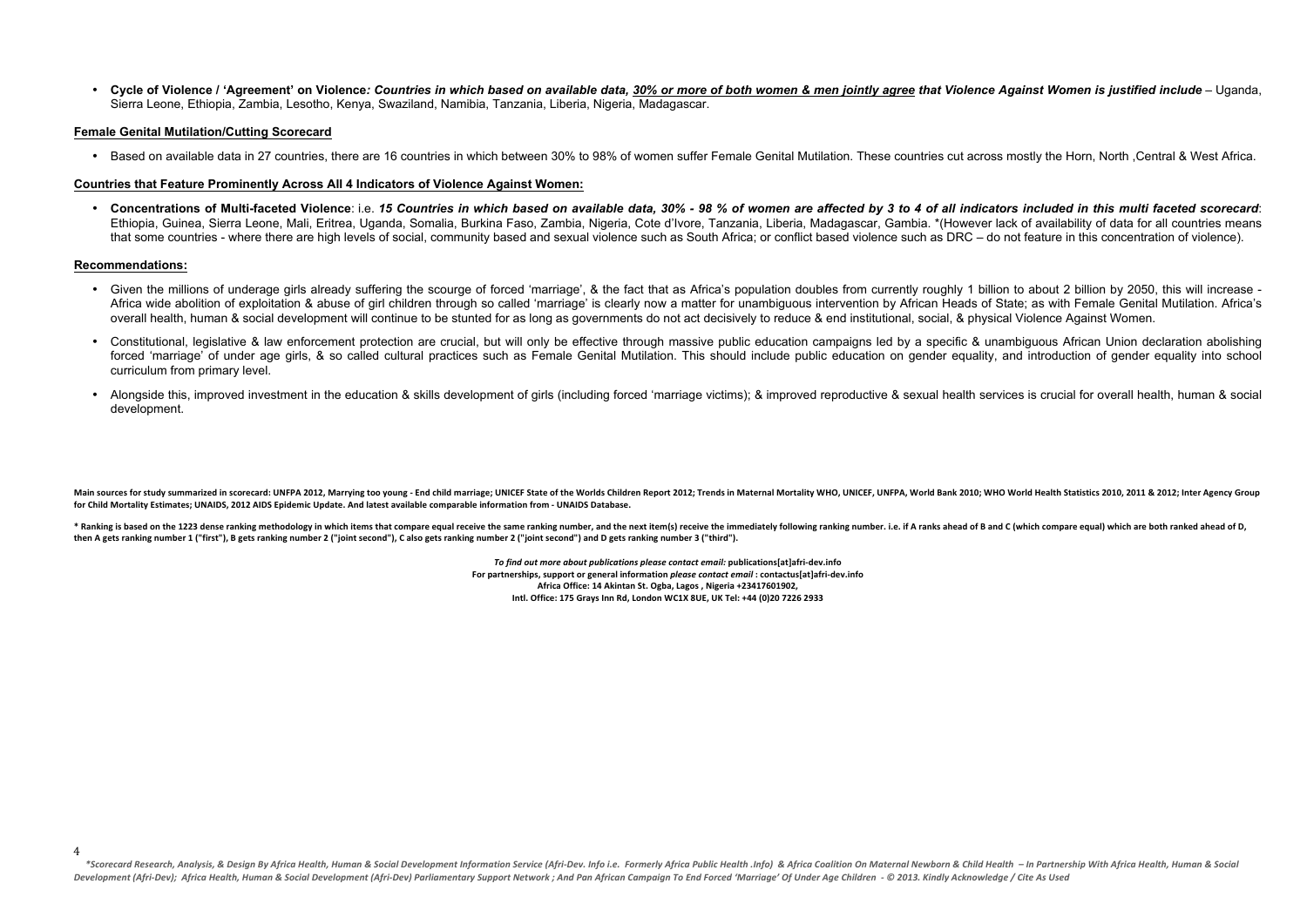- **Cycle of Violence / 'Agreement' on Violence*: Countries in which based on available data, 30% or more of both women & men jointly agree that Violence Against Women is justified include*** – Uganda, Sierra Leone, Ethiopia, Zambia, Lesotho, Kenya, Swaziland, Namibia, Tanzania, Liberia, Nigeria, Madagascar.

**Female Genital Mutilation/Cutting Scorecard**

- Based on available data in 27 countries, there are 16 countries in which between 30% to 98% of women suffer Female Genital Mutilation. These countries cut across mostly the Horn, North ,Central & West Africa.

**Countries that Feature Prominently Across All 4 Indicators of Violence Against Women:**

- **Concentrations of Multi-faceted Violence**: i.e. ***15 Countries in which based on available data, 30% - 98 % of women are affected by 3 to 4 of all indicators included in this multi faceted scorecard***: Ethiopia, Guinea, Sierra Leone, Mali, Eritrea, Uganda, Somalia, Burkina Faso, Zambia, Nigeria, Cote d'Ivore, Tanzania, Liberia, Madagascar, Gambia. *(However lack of availability of data for all countries means that some countries - where there are high levels of social, community based and sexual violence such as South Africa; or conflict based violence such as DRC – do not feature in this concentration of violence).

**Recommendations:**

- Given the millions of underage girls already suffering the scourge of forced 'marriage', & the fact that as Africa's population doubles from currently roughly 1 billion to about 2 billion by 2050, this will increase - Africa wide abolition of exploitation & abuse of girl children through so called 'marriage' is clearly now a matter for unambiguous intervention by African Heads of State; as with Female Genital Mutilation. Africa's overall health, human & social development will continue to be stunted for as long as governments do not act decisively to reduce & end institutional, social, & physical Violence Against Women.
- Constitutional, legislative & law enforcement protection are crucial, but will only be effective through massive public education campaigns led by a specific & unambiguous African Union declaration abolishing forced 'marriage' of under age girls, & so called cultural practices such as Female Genital Mutilation. This should include public education on gender equality, and introduction of gender equality into school curriculum from primary level.
- Alongside this, improved investment in the education & skills development of girls (including forced 'marriage victims); & improved reproductive & sexual health services is crucial for overall health, human & social development.

**Main sources for study summarized in scorecard: UNFPA 2012, Marrying too young - End child marriage; UNICEF State of the Worlds Children Report 2012; Trends in Maternal Mortality WHO, UNICEF, UNFPA, World Bank 2010; WHO World Health Statistics 2010, 2011 & 2012; Inter Agency Group for Child Mortality Estimates; UNAIDS, 2012 AIDS Epidemic Update. And latest available comparable information from - UNAIDS Database.**

**\* Ranking is based on the 1223 dense ranking methodology in which items that compare equal receive the same ranking number, and the next item(s) receive the immediately following ranking number. i.e. if A ranks ahead of B and C (which compare equal) which are both ranked ahead of D, then A gets ranking number 1 ("first"), B gets ranking number 2 ("joint second"), C also gets ranking number 2 ("joint second") and D gets ranking number 3 ("third").**

***To find out more about publications please contact email:* publications[at]afri-dev.info**
**For partnerships, support or general information *please contact email* : contactus[at]afri-dev.info**
**Africa Office: 14 Akintan St. Ogba, Lagos , Nigeria +23417601902,**
**Intl. Office: 175 Grays Inn Rd, London WC1X 8UE, UK Tel: +44 (0)20 7226 2933**

*\*Scorecard Research, Analysis, & Design By Africa Health, Human & Social Development Information Service (Afri-Dev. Info i.e. Formerly Africa Public Health .Info) & Africa Coalition On Maternal Newborn & Child Health – In Partnership With Africa Health, Human & Social Development (Afri-Dev); Africa Health, Human & Social Development (Afri-Dev) Parliamentary Support Network ; And Pan African Campaign To End Forced 'Marriage' Of Under Age Children - © 2013. Kindly Acknowledge / Cite As Used*